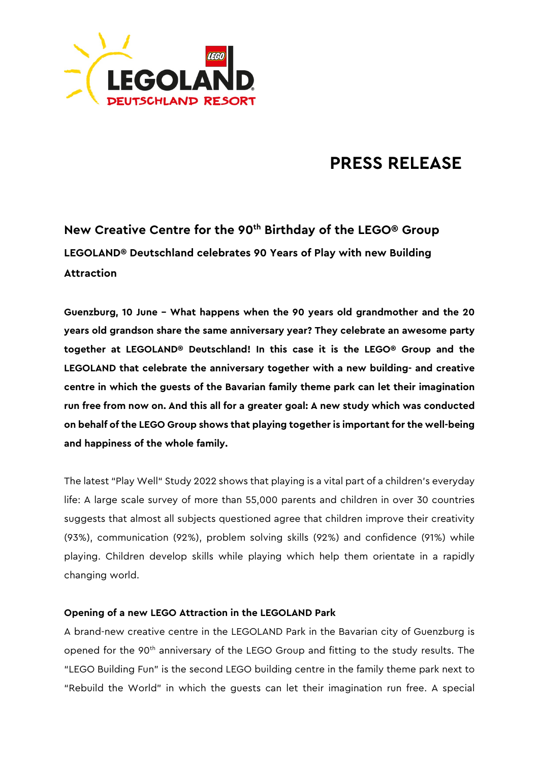# PRESS RELEASE

## New Creative Centre for the 90th Birthday of the LEGO® Group

### LEGOLAND® Deutschland celebrates 90 Years of Play with new Building Attraction

**Guenzburg, 10 June – What happens when the 90 years old grandmother and the 20 years old grandson share the same anniversary year? They celebrate an awesome party together at LEGOLAND® Deutschland! In this case it is the LEGO® Group and the LEGOLAND that celebrate the anniversary together with a new building- and creative centre in which the guests of the Bavarian family theme park can let their imagination run free from now on. And this all for a greater goal: A new study which was conducted on behalf of the LEGO Group shows that playing together is important for the well-being and happiness of the whole family.**

The latest "Play Well" Study 2022 shows that playing is a vital part of a children's everyday life: A large scale survey of more than 55,000 parents and children in over 30 countries suggests that almost all subjects questioned agree that children improve their creativity (93%), communication (92%), problem solving skills (92%) and confidence (91%) while playing. Children develop skills while playing which help them orientate in a rapidly changing world.

**Opening of a new LEGO Attraction in the LEGOLAND Park**

A brand-new creative centre in the LEGOLAND Park in the Bavarian city of Guenzburg is opened for the 90th anniversary of the LEGO Group and fitting to the study results. The "LEGO Building Fun" is the second LEGO building centre in the family theme park next to "Rebuild the World" in which the guests can let their imagination run free. A special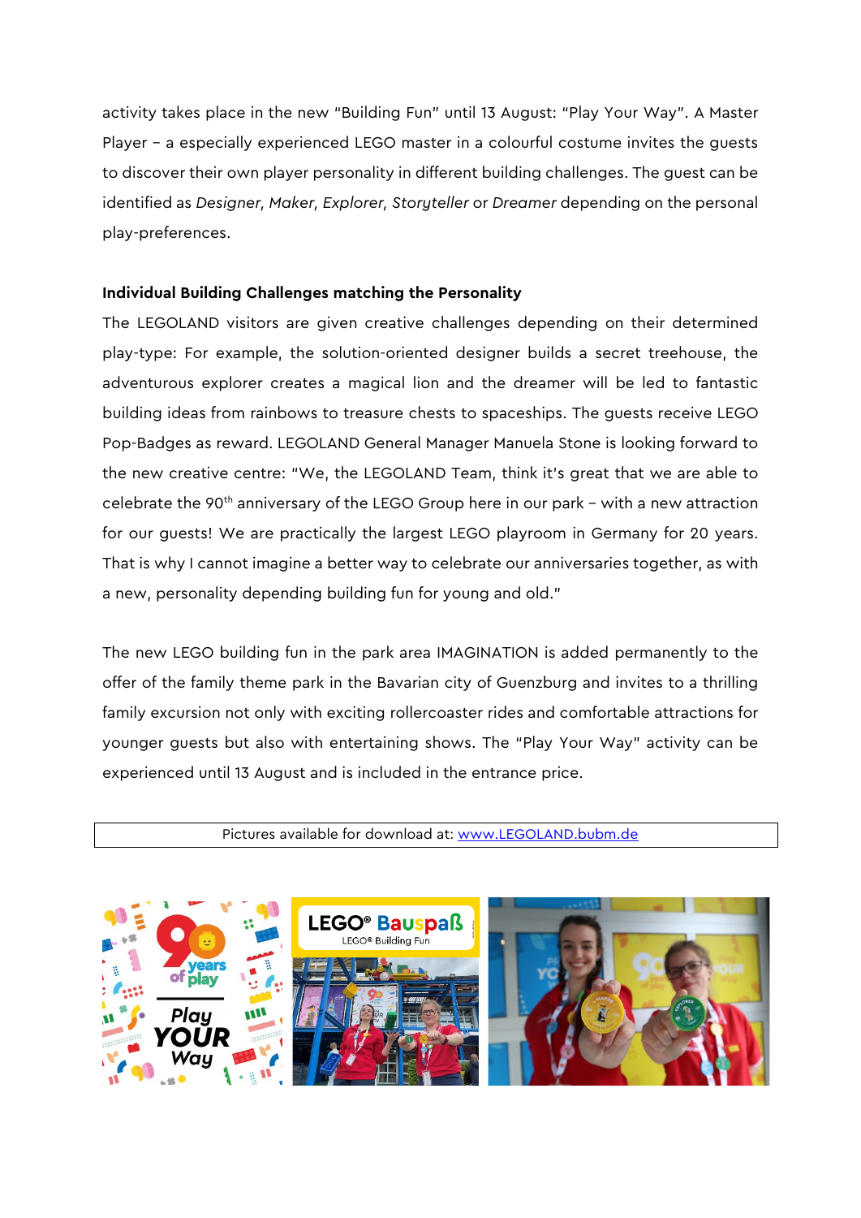activity takes place in the new "Building Fun" until 13 August: "Play Your Way". A Master Player – a especially experienced LEGO master in a colourful costume invites the guests to discover their own player personality in different building challenges. The guest can be identified as *Designer, Maker, Explorer, Storyteller* or *Dreamer* depending on the personal play-preferences.

**Individual Building Challenges matching the Personality**

The LEGOLAND visitors are given creative challenges depending on their determined play-type: For example, the solution-oriented designer builds a secret treehouse, the adventurous explorer creates a magical lion and the dreamer will be led to fantastic building ideas from rainbows to treasure chests to spaceships. The guests receive LEGO Pop-Badges as reward. LEGOLAND General Manager Manuela Stone is looking forward to the new creative centre: "We, the LEGOLAND Team, think it's great that we are able to celebrate the 90th anniversary of the LEGO Group here in our park – with a new attraction for our guests! We are practically the largest LEGO playroom in Germany for 20 years. That is why I cannot imagine a better way to celebrate our anniversaries together, as with a new, personality depending building fun for young and old."

The new LEGO building fun in the park area IMAGINATION is added permanently to the offer of the family theme park in the Bavarian city of Guenzburg and invites to a thrilling family excursion not only with exciting rollercoaster rides and comfortable attractions for younger guests but also with entertaining shows. The "Play Your Way" activity can be experienced until 13 August and is included in the entrance price.

Pictures available for download at: [www.LEGOLAND.bubm.de](http://www.LEGOLAND.bubm.de)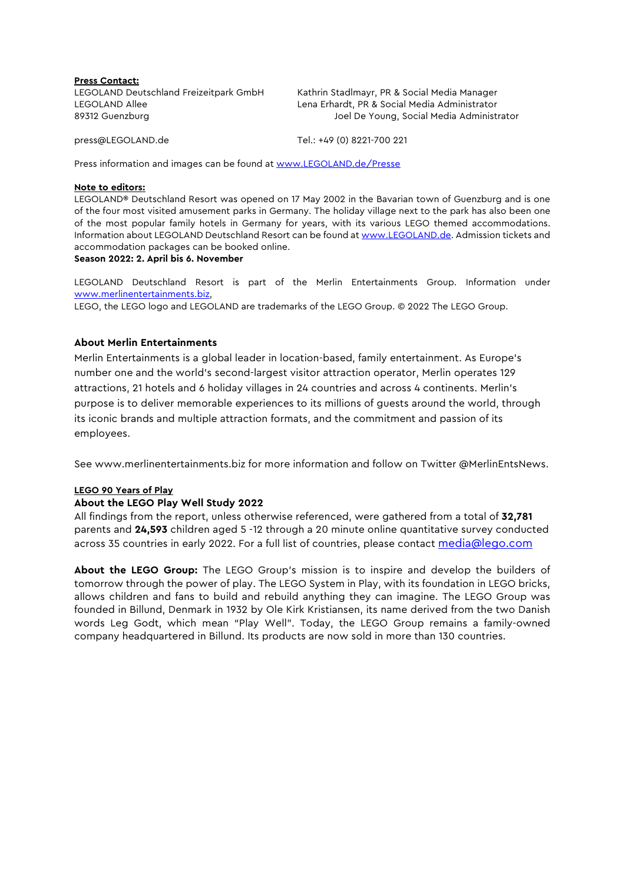**Press Contact:**

LEGOLAND Deutschland Freizeitpark GmbH
LEGOLAND Allee
89312 Guenzburg

Kathrin Stadlmayr, PR & Social Media Manager
Lena Erhardt, PR & Social Media Administrator
Joel De Young, Social Media Administrator

press@LEGOLAND.de

Tel.: +49 (0) 8221-700 221

Press information and images can be found at [www.LEGOLAND.de/Presse](http://www.LEGOLAND.de/Presse)

**Note to editors:**

LEGOLAND® Deutschland Resort was opened on 17 May 2002 in the Bavarian town of Guenzburg and is one of the four most visited amusement parks in Germany. The holiday village next to the park has also been one of the most popular family hotels in Germany for years, with its various LEGO themed accommodations. Information about LEGOLAND Deutschland Resort can be found at [www.LEGOLAND.de](http://www.LEGOLAND.de). Admission tickets and accommodation packages can be booked online.

**Season 2022: 2. April bis 6. November**

LEGOLAND Deutschland Resort is part of the Merlin Entertainments Group. Information under [www.merlinentertainments.biz](http://www.merlinentertainments.biz),

LEGO, the LEGO logo and LEGOLAND are trademarks of the LEGO Group. © 2022 The LEGO Group.

### About Merlin Entertainments

Merlin Entertainments is a global leader in location-based, family entertainment. As Europe's number one and the world's second-largest visitor attraction operator, Merlin operates 129 attractions, 21 hotels and 6 holiday villages in 24 countries and across 4 continents. Merlin's purpose is to deliver memorable experiences to its millions of guests around the world, through its iconic brands and multiple attraction formats, and the commitment and passion of its employees.

See www.merlinentertainments.biz for more information and follow on Twitter @MerlinEntsNews.

**LEGO 90 Years of Play**

### About the LEGO Play Well Study 2022

All findings from the report, unless otherwise referenced, were gathered from a total of **32,781** parents and **24,593** children aged 5 -12 through a 20 minute online quantitative survey conducted across 35 countries in early 2022. For a full list of countries, please contact [media@lego.com](mailto:media@lego.com)

**About the LEGO Group:** The LEGO Group's mission is to inspire and develop the builders of tomorrow through the power of play. The LEGO System in Play, with its foundation in LEGO bricks, allows children and fans to build and rebuild anything they can imagine. The LEGO Group was founded in Billund, Denmark in 1932 by Ole Kirk Kristiansen, its name derived from the two Danish words Leg Godt, which mean "Play Well". Today, the LEGO Group remains a family-owned company headquartered in Billund. Its products are now sold in more than 130 countries.